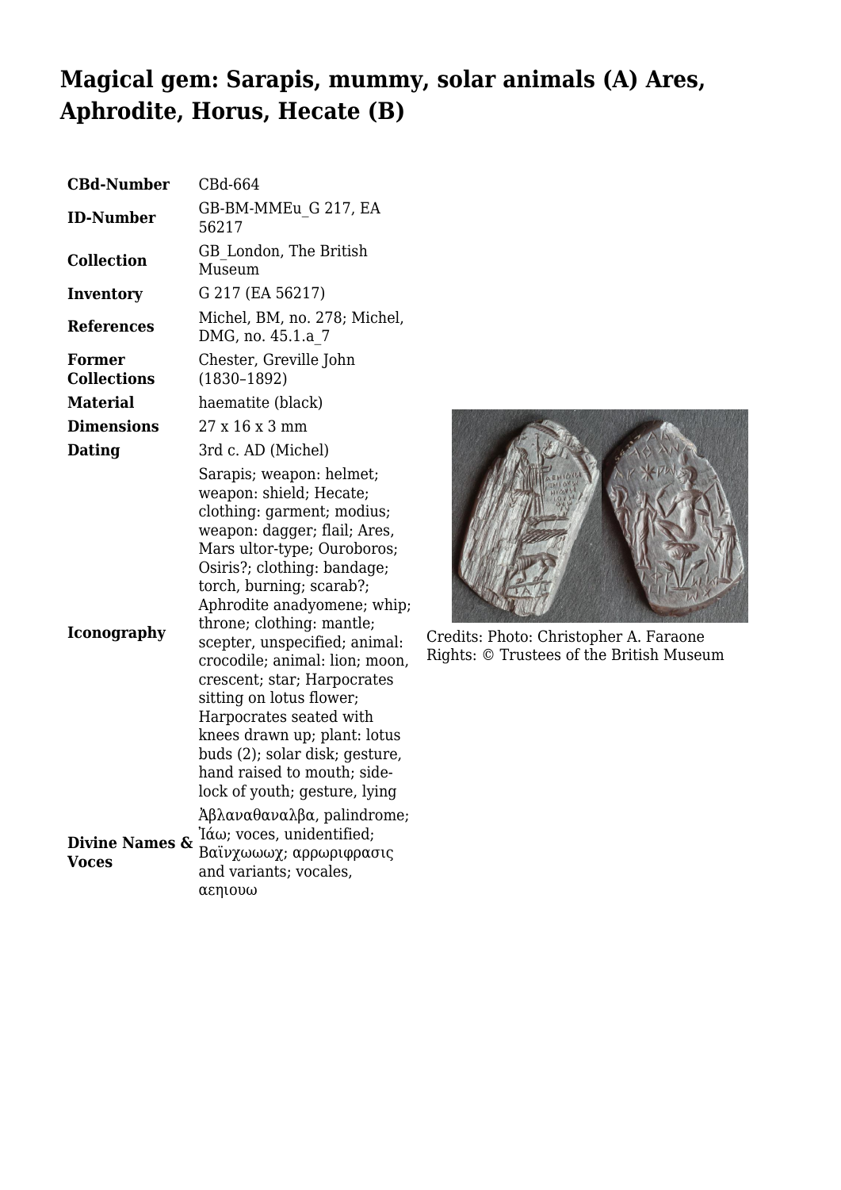# Magical gem: Sarapis, mummy, solar animals (A) Ares, Aphrodite, Horus, Hecate (B)

| | |
|---|---|
| **CBd-Number** | CBd-664 |
| **ID-Number** | GB-BM-MMEu_G 217, EA 56217 |
| **Collection** | GB_London, The British Museum |
| **Inventory** | G 217 (EA 56217) |
| **References** | Michel, BM, no. 278; Michel, DMG, no. 45.1.a_7 |
| **Former Collections** | Chester, Greville John (1830–1892) |
| **Material** | haematite (black) |
| **Dimensions** | 27 x 16 x 3 mm |
| **Dating** | 3rd c. AD (Michel) |
| **Iconography** | Sarapis; weapon: helmet; weapon: shield; Hecate; clothing: garment; modius; weapon: dagger; flail; Ares, Mars ultor-type; Ouroboros; Osiris?; clothing: bandage; torch, burning; scarab?; Aphrodite anadyomene; whip; throne; clothing: mantle; scepter, unspecified; animal: crocodile; animal: lion; moon, crescent; star; Harpocrates sitting on lotus flower; Harpocrates seated with knees drawn up; plant: lotus buds (2); solar disk; gesture, hand raised to mouth; side-lock of youth; gesture, lying |
| **Divine Names & Voces** | Ἀβλαναθαναλβα, palindrome; Ἰάω; voces, unidentified; Βαϊνχωωωχ; αρρωριφρασις and variants; vocales, αεηιουω |

Credits: Photo: Christopher A. Faraone
Rights: © Trustees of the British Museum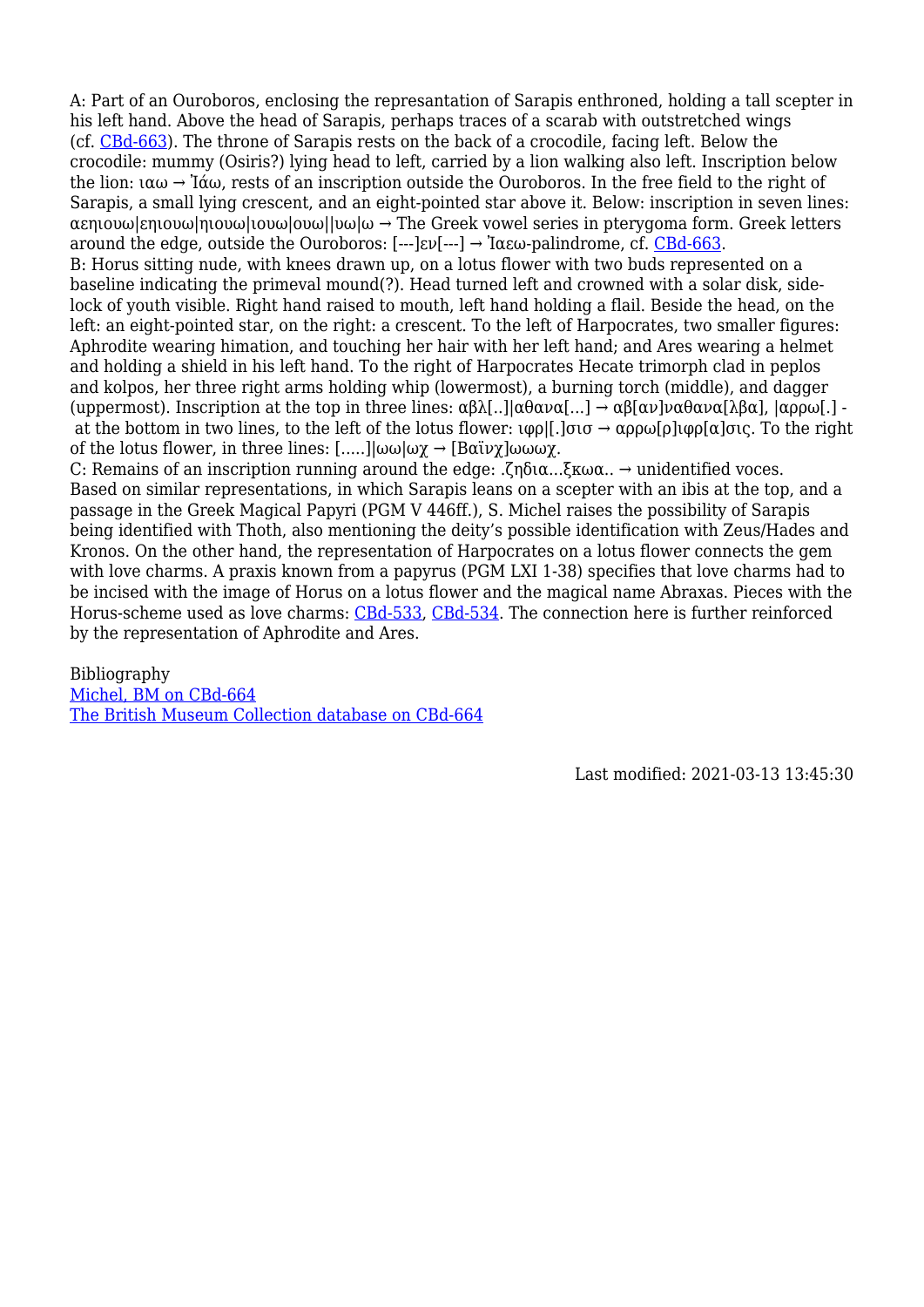A: Part of an Ouroboros, enclosing the represantation of Sarapis enthroned, holding a tall scepter in his left hand. Above the head of Sarapis, perhaps traces of a scarab with outstretched wings (cf. CBd-663). The throne of Sarapis rests on the back of a crocodile, facing left. Below the crocodile: mummy (Osiris?) lying head to left, carried by a lion walking also left. Inscription below the lion: ιαω → Ἰάω, rests of an inscription outside the Ouroboros. In the free field to the right of Sarapis, a small lying crescent, and an eight-pointed star above it. Below: inscription in seven lines: αεηιουω|εηιουω|ηιουω|ιουω|ουω||υω|ω → The Greek vowel series in pterygoma form. Greek letters around the edge, outside the Ouroboros: [---]εν[---] → Ἰαεω-palindrome, cf. CBd-663.
B: Horus sitting nude, with knees drawn up, on a lotus flower with two buds represented on a baseline indicating the primeval mound(?). Head turned left and crowned with a solar disk, side-lock of youth visible. Right hand raised to mouth, left hand holding a flail. Beside the head, on the left: an eight-pointed star, on the right: a crescent. To the left of Harpocrates, two smaller figures: Aphrodite wearing himation, and touching her hair with her left hand; and Ares wearing a helmet and holding a shield in his left hand. To the right of Harpocrates Hecate trimorph clad in peplos and kolpos, her three right arms holding whip (lowermost), a burning torch (middle), and dagger (uppermost). Inscription at the top in three lines: αβλ[..]|αθανα[...] → αβ[αν]ναθανα[λβα], |αρρω[.] - at the bottom in two lines, to the left of the lotus flower: ιφρ|[.]σισ → αρρω[ρ]ιφρ[α]σις. To the right of the lotus flower, in three lines: [.....]|ωω|ωχ → [Βαϊνχ]ωωωχ.
C: Remains of an inscription running around the edge: .ζηδια...ξκωα.. → unidentified voces.
Based on similar representations, in which Sarapis leans on a scepter with an ibis at the top, and a passage in the Greek Magical Papyri (PGM V 446ff.), S. Michel raises the possibility of Sarapis being identified with Thoth, also mentioning the deity's possible identification with Zeus/Hades and Kronos. On the other hand, the representation of Harpocrates on a lotus flower connects the gem with love charms. A praxis known from a papyrus (PGM LXI 1-38) specifies that love charms had to be incised with the image of Horus on a lotus flower and the magical name Abraxas. Pieces with the Horus-scheme used as love charms: CBd-533, CBd-534. The connection here is further reinforced by the representation of Aphrodite and Ares.

Bibliography
Michel, BM on CBd-664
The British Museum Collection database on CBd-664

Last modified: 2021-03-13 13:45:30